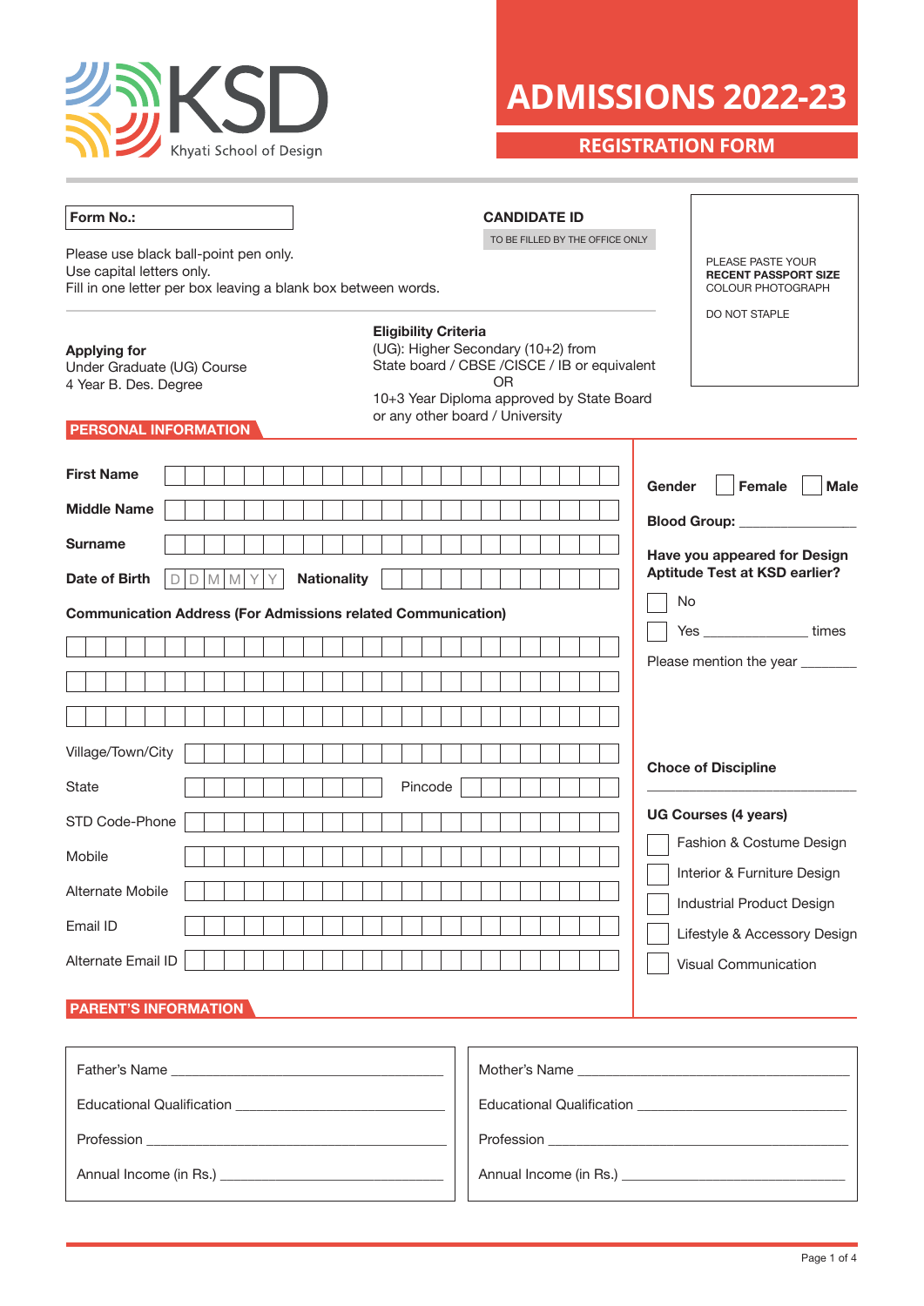KSD
Khyati School of Design

# ADMISSIONS 2022-23

## REGISTRATION FORM

**Form No.:**

**CANDIDATE ID**
TO BE FILLED BY THE OFFICE ONLY

PLEASE PASTE YOUR **RECENT PASSPORT SIZE** COLOUR PHOTOGRAPH

DO NOT STAPLE

Please use black ball-point pen only.
Use capital letters only.
Fill in one letter per box leaving a blank box between words.

**Applying for**
Under Graduate (UG) Course
4 Year B. Des. Degree

**Eligibility Criteria**
(UG): Higher Secondary (10+2) from State board / CBSE /CISCE / IB or equivalent
OR
10+3 Year Diploma approved by State Board or any other board / University

## PERSONAL INFORMATION

**First Name**

**Middle Name**

**Surname**

**Date of Birth** D D M M Y Y **Nationality**

**Communication Address (For Admissions related Communication)**

Village/Town/City

State Pincode

STD Code-Phone

Mobile

Alternate Mobile

Email ID

Alternate Email ID

**Gender** ☐ **Female** ☐ **Male**

**Blood Group:** ________________

**Have you appeared for Design Aptitude Test at KSD earlier?**

☐ No

☐ Yes ______________ times

Please mention the year _______

**Choce of Discipline**

**UG Courses (4 years)**

☐ Fashion & Costume Design

☐ Interior & Furniture Design

☐ Industrial Product Design

☐ Lifestyle & Accessory Design

☐ Visual Communication

## PARENT'S INFORMATION

Father's Name ______________________________

Educational Qualification ______________________________

Profession ______________________________

Annual Income (in Rs.) ______________________________

Mother's Name ______________________________

Educational Qualification ______________________________

Profession ______________________________

Annual Income (in Rs.) ______________________________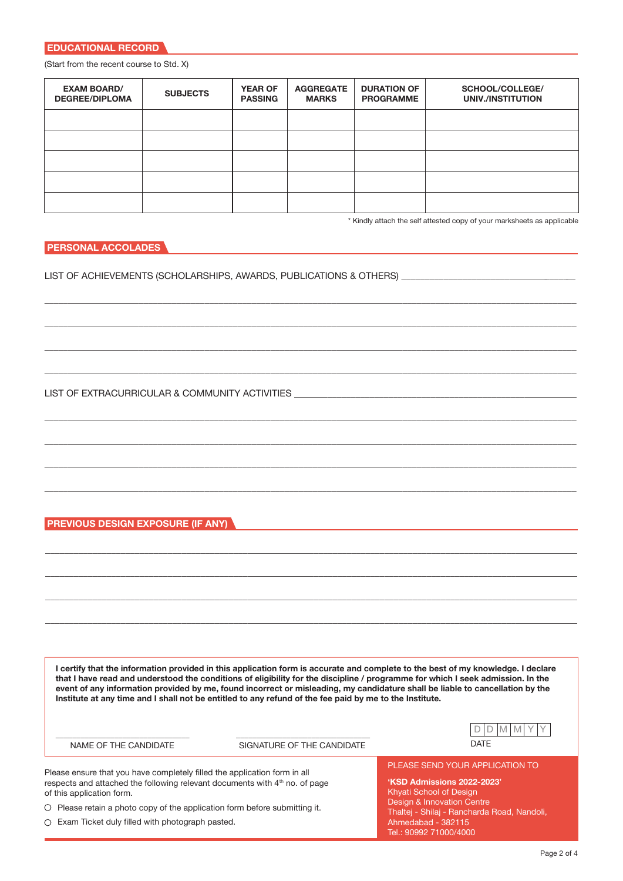## EDUCATIONAL RECORD

(Start from the recent course to Std. X)

| EXAM BOARD/ DEGREE/DIPLOMA | SUBJECTS | YEAR OF PASSING | AGGREGATE MARKS | DURATION OF PROGRAMME | SCHOOL/COLLEGE/ UNIV./INSTITUTION |
|---|---|---|---|---|---|
| | | | | | |
| | | | | | |
| | | | | | |
| | | | | | |
| | | | | | |

* Kindly attach the self attested copy of your marksheets as applicable

## PERSONAL ACCOLADES

LIST OF ACHIEVEMENTS (SCHOLARSHIPS, AWARDS, PUBLICATIONS & OTHERS) ____________________________________

____________________________________________________________________________________________

____________________________________________________________________________________________

____________________________________________________________________________________________

____________________________________________________________________________________________

LIST OF EXTRACURRICULAR & COMMUNITY ACTIVITIES ______________________________________________

____________________________________________________________________________________________

____________________________________________________________________________________________

____________________________________________________________________________________________

____________________________________________________________________________________________

## PREVIOUS DESIGN EXPOSURE (IF ANY)

____________________________________________________________________________________________

____________________________________________________________________________________________

____________________________________________________________________________________________

____________________________________________________________________________________________

**I certify that the information provided in this application form is accurate and complete to the best of my knowledge. I declare that I have read and understood the conditions of eligibility for the discipline / programme for which I seek admission. In the event of any information provided by me, found incorrect or misleading, my candidature shall be liable to cancellation by the Institute at any time and I shall not be entitled to any refund of the fee paid by me to the Institute.**

| NAME OF THE CANDIDATE | SIGNATURE OF THE CANDIDATE | D D M M Y Y<br>DATE |
|---|---|---|

Please ensure that you have completely filled the application form in all respects and attached the following relevant documents with 4th no. of page of this application form.

- ○ Please retain a photo copy of the application form before submitting it.
- ○ Exam Ticket duly filled with photograph pasted.

PLEASE SEND YOUR APPLICATION TO

**'KSD Admissions 2022-2023'**
Khyati School of Design
Design & Innovation Centre
Thaltej - Shilaj - Rancharda Road, Nandoli,
Ahmedabad - 382115
Tel.: 90992 71000/4000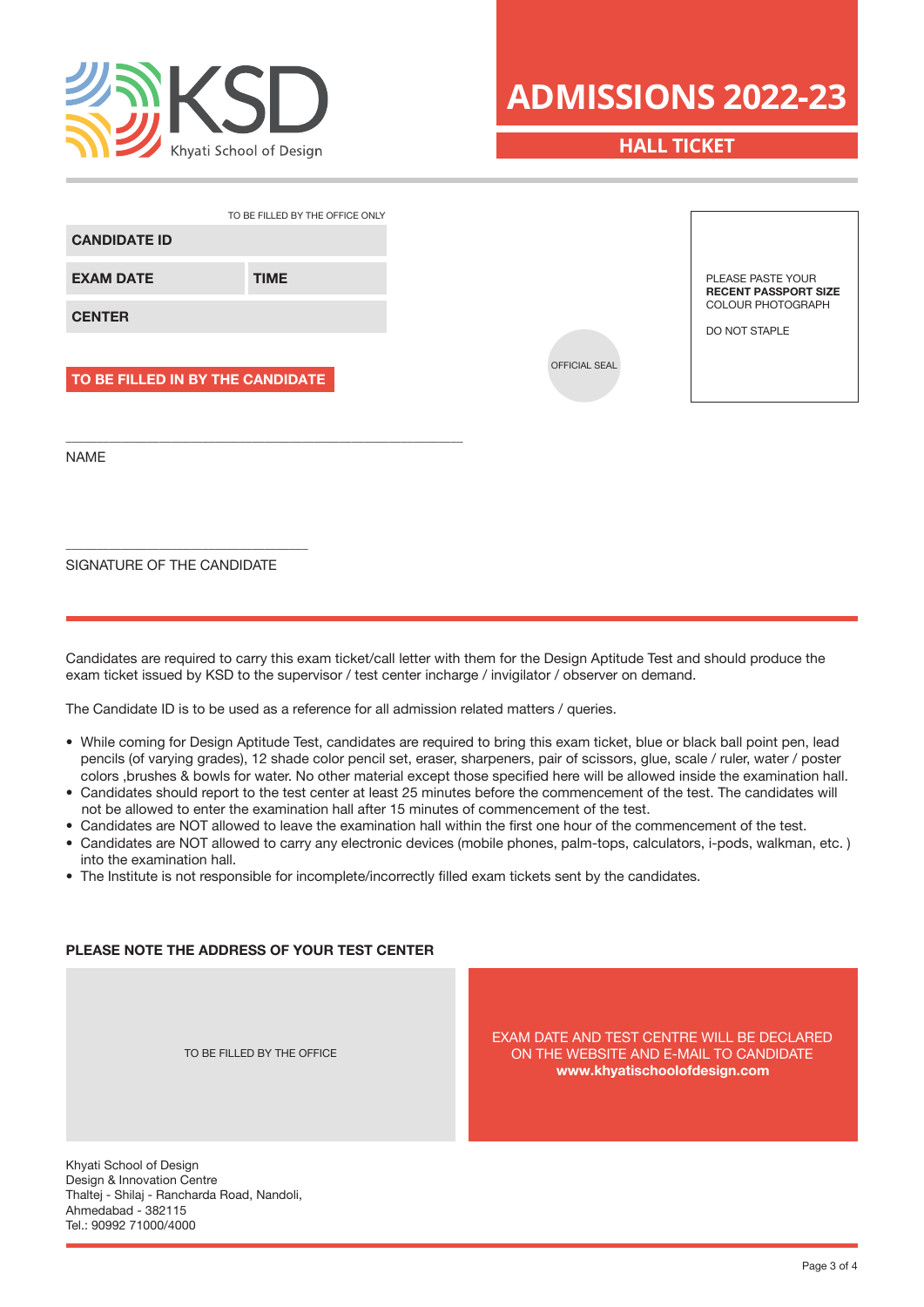KSD
Khyati School of Design

# ADMISSIONS 2022-23

## HALL TICKET

TO BE FILLED BY THE OFFICE ONLY

| **CANDIDATE ID** | |
|---|---|
| **EXAM DATE** | **TIME** |
| **CENTER** | |

PLEASE PASTE YOUR **RECENT PASSPORT SIZE** COLOUR PHOTOGRAPH

DO NOT STAPLE

OFFICIAL SEAL

**TO BE FILLED IN BY THE CANDIDATE**

NAME

SIGNATURE OF THE CANDIDATE

Candidates are required to carry this exam ticket/call letter with them for the Design Aptitude Test and should produce the exam ticket issued by KSD to the supervisor / test center incharge / invigilator / observer on demand.

The Candidate ID is to be used as a reference for all admission related matters / queries.

- While coming for Design Aptitude Test, candidates are required to bring this exam ticket, blue or black ball point pen, lead pencils (of varying grades), 12 shade color pencil set, eraser, sharpeners, pair of scissors, glue, scale / ruler, water / poster colors ,brushes & bowls for water. No other material except those specified here will be allowed inside the examination hall.
- Candidates should report to the test center at least 25 minutes before the commencement of the test. The candidates will not be allowed to enter the examination hall after 15 minutes of commencement of the test.
- Candidates are NOT allowed to leave the examination hall within the first one hour of the commencement of the test.
- Candidates are NOT allowed to carry any electronic devices (mobile phones, palm-tops, calculators, i-pods, walkman, etc. ) into the examination hall.
- The Institute is not responsible for incomplete/incorrectly filled exam tickets sent by the candidates.

**PLEASE NOTE THE ADDRESS OF YOUR TEST CENTER**

TO BE FILLED BY THE OFFICE

EXAM DATE AND TEST CENTRE WILL BE DECLARED ON THE WEBSITE AND E-MAIL TO CANDIDATE
**www.khyatischoolofdesign.com**

Khyati School of Design
Design & Innovation Centre
Thaltej - Shilaj - Rancharda Road, Nandoli,
Ahmedabad - 382115
Tel.: 90992 71000/4000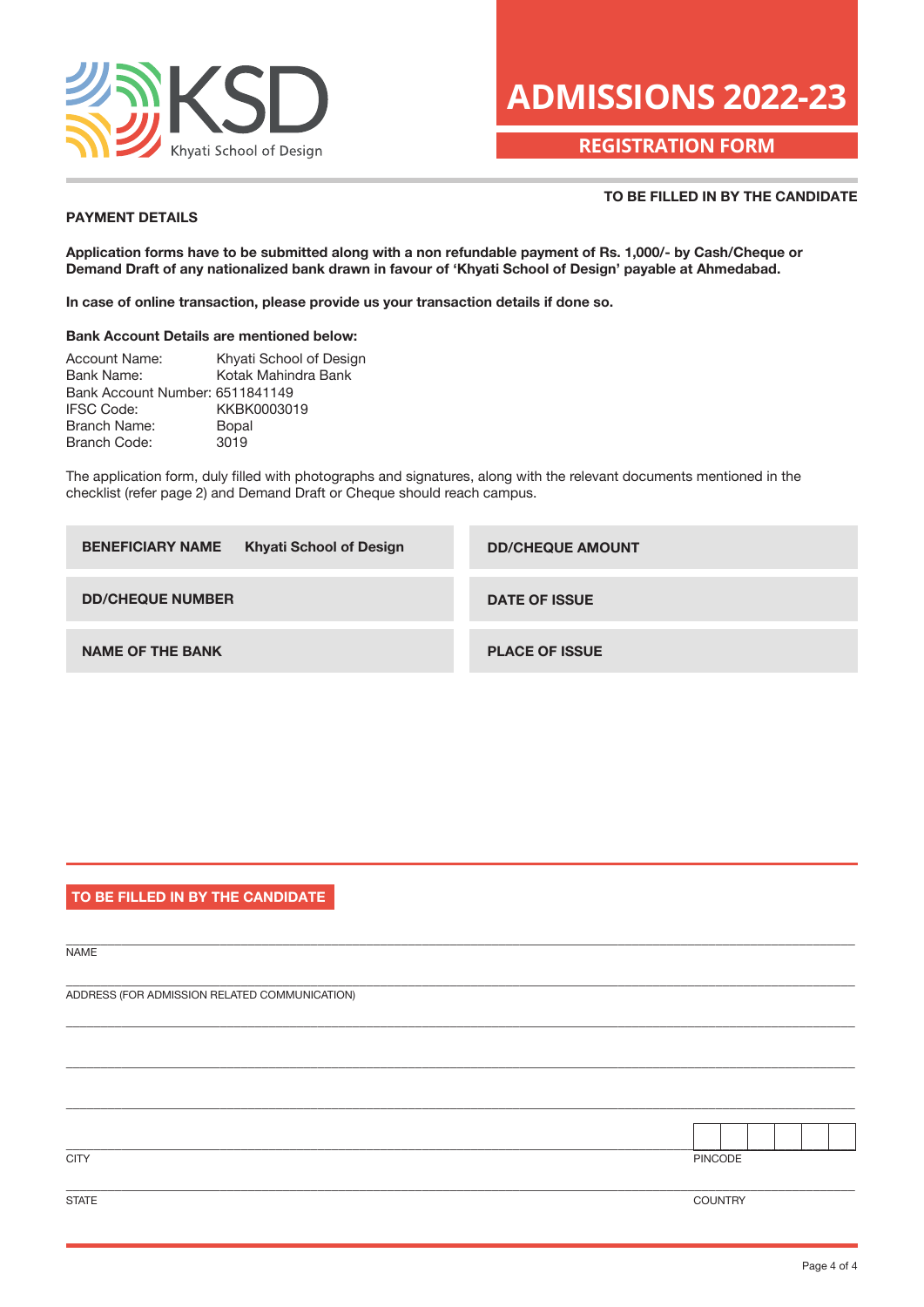KSD
Khyati School of Design

# ADMISSIONS 2022-23

## REGISTRATION FORM

**TO BE FILLED IN BY THE CANDIDATE**

**PAYMENT DETAILS**

**Application forms have to be submitted along with a non refundable payment of Rs. 1,000/- by Cash/Cheque or Demand Draft of any nationalized bank drawn in favour of 'Khyati School of Design' payable at Ahmedabad.**

**In case of online transaction, please provide us your transaction details if done so.**

**Bank Account Details are mentioned below:**

Account Name: Khyati School of Design
Bank Name: Kotak Mahindra Bank
Bank Account Number: 6511841149
IFSC Code: KKBK0003019
Branch Name: Bopal
Branch Code: 3019

The application form, duly filled with photographs and signatures, along with the relevant documents mentioned in the checklist (refer page 2) and Demand Draft or Cheque should reach campus.

| | |
|---|---|
| **BENEFICIARY NAME** **Khyati School of Design** | **DD/CHEQUE AMOUNT** |
| **DD/CHEQUE NUMBER** | **DATE OF ISSUE** |
| **NAME OF THE BANK** | **PLACE OF ISSUE** |

**TO BE FILLED IN BY THE CANDIDATE**

NAME

ADDRESS (FOR ADMISSION RELATED COMMUNICATION)

CITY

PINCODE

STATE

COUNTRY